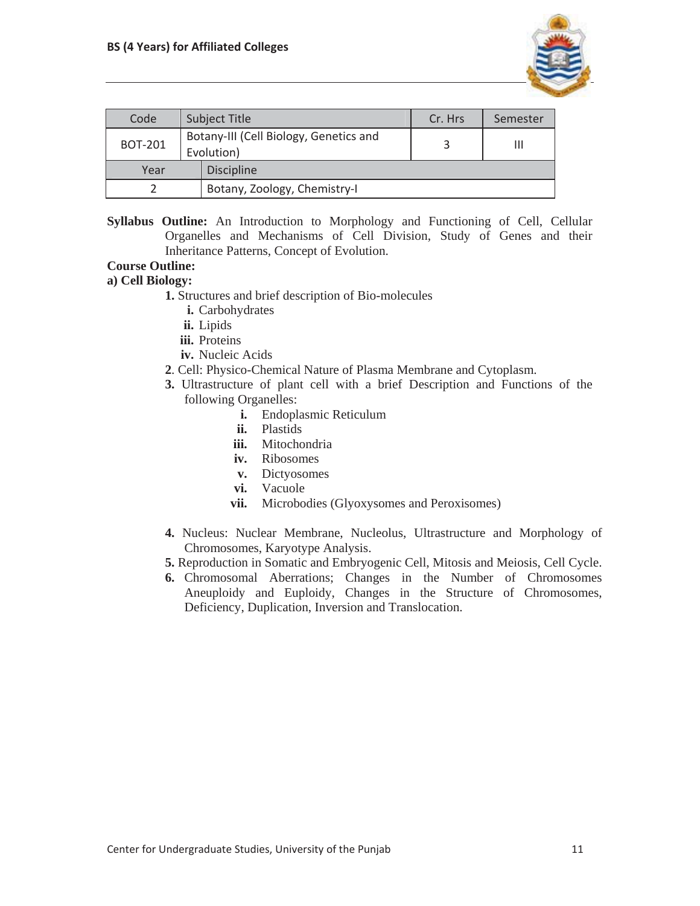| Code | Subject Title | Cr. Hrs | Semester |
|---|---|---|---|
| BOT-201 | Botany-III (Cell Biology, Genetics and Evolution) | 3 | III |
| **Year** | **Discipline** | | |
| 2 | Botany, Zoology, Chemistry-I | | |

**Syllabus Outline:** An Introduction to Morphology and Functioning of Cell, Cellular Organelles and Mechanisms of Cell Division, Study of Genes and their Inheritance Patterns, Concept of Evolution.

**Course Outline:**

**a) Cell Biology:**

**1.** Structures and brief description of Bio-molecules

- **i.** Carbohydrates
- **ii.** Lipids
- **iii.** Proteins
- **iv.** Nucleic Acids

**2**. Cell: Physico-Chemical Nature of Plasma Membrane and Cytoplasm.

**3.** Ultrastructure of plant cell with a brief Description and Functions of the following Organelles:

- **i.** Endoplasmic Reticulum
- **ii.** Plastids
- **iii.** Mitochondria
- **iv.** Ribosomes
- **v.** Dictyosomes
- **vi.** Vacuole
- **vii.** Microbodies (Glyoxysomes and Peroxisomes)

**4.** Nucleus: Nuclear Membrane, Nucleolus, Ultrastructure and Morphology of Chromosomes, Karyotype Analysis.

**5.** Reproduction in Somatic and Embryogenic Cell, Mitosis and Meiosis, Cell Cycle.

**6.** Chromosomal Aberrations; Changes in the Number of Chromosomes Aneuploidy and Euploidy, Changes in the Structure of Chromosomes, Deficiency, Duplication, Inversion and Translocation.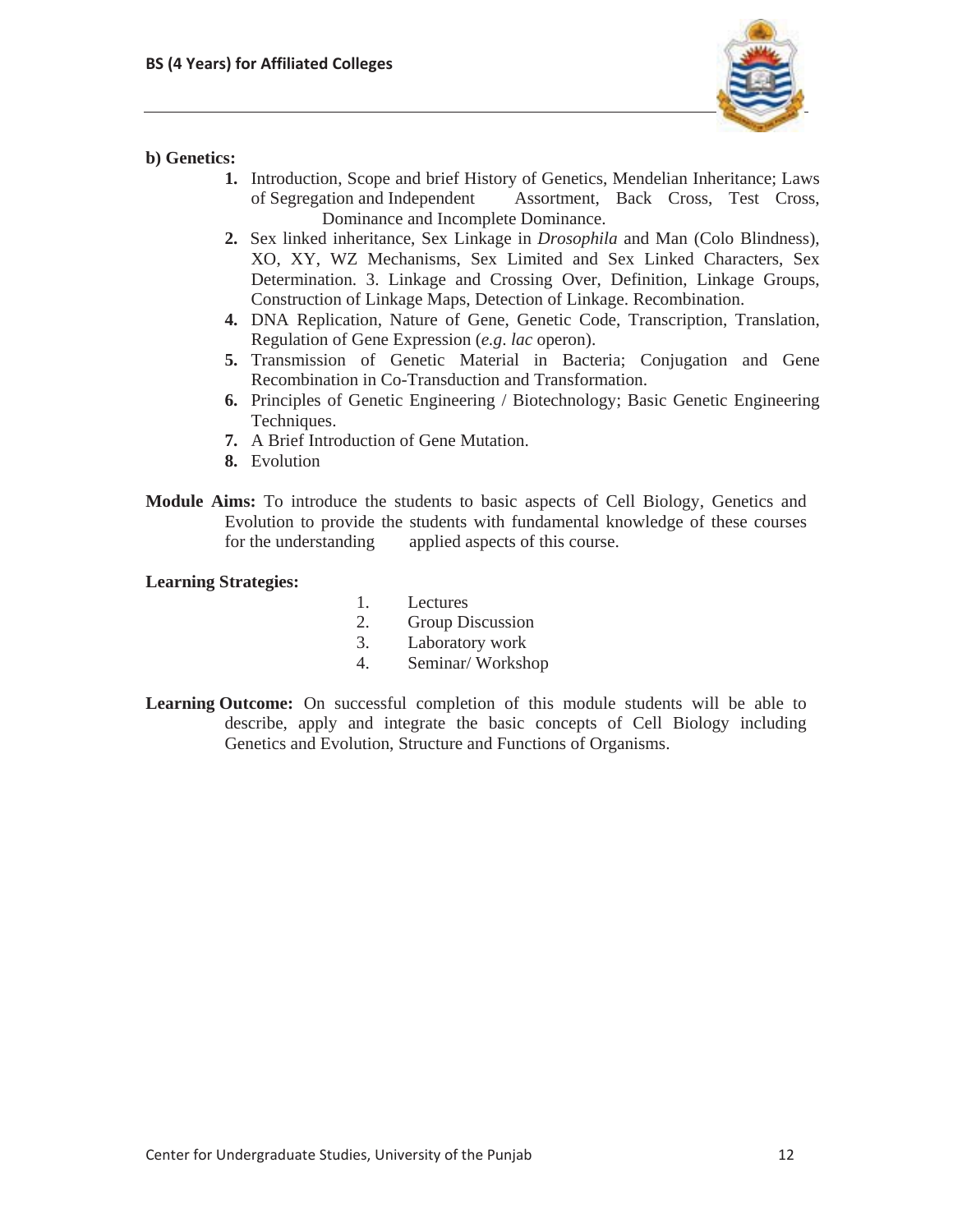**b) Genetics:**

1. Introduction, Scope and brief History of Genetics, Mendelian Inheritance; Laws of Segregation and Independent Assortment, Back Cross, Test Cross, Dominance and Incomplete Dominance.
2. Sex linked inheritance, Sex Linkage in *Drosophila* and Man (Colo Blindness), XO, XY, WZ Mechanisms, Sex Limited and Sex Linked Characters, Sex Determination. 3. Linkage and Crossing Over, Definition, Linkage Groups, Construction of Linkage Maps, Detection of Linkage. Recombination.
4. DNA Replication, Nature of Gene, Genetic Code, Transcription, Translation, Regulation of Gene Expression (*e.g*. *lac* operon).
5. Transmission of Genetic Material in Bacteria; Conjugation and Gene Recombination in Co-Transduction and Transformation.
6. Principles of Genetic Engineering / Biotechnology; Basic Genetic Engineering Techniques.
7. A Brief Introduction of Gene Mutation.
8. Evolution

**Module Aims:** To introduce the students to basic aspects of Cell Biology, Genetics and Evolution to provide the students with fundamental knowledge of these courses for the understanding applied aspects of this course.

**Learning Strategies:**

1. Lectures
2. Group Discussion
3. Laboratory work
4. Seminar/ Workshop

**Learning Outcome:** On successful completion of this module students will be able to describe, apply and integrate the basic concepts of Cell Biology including Genetics and Evolution, Structure and Functions of Organisms.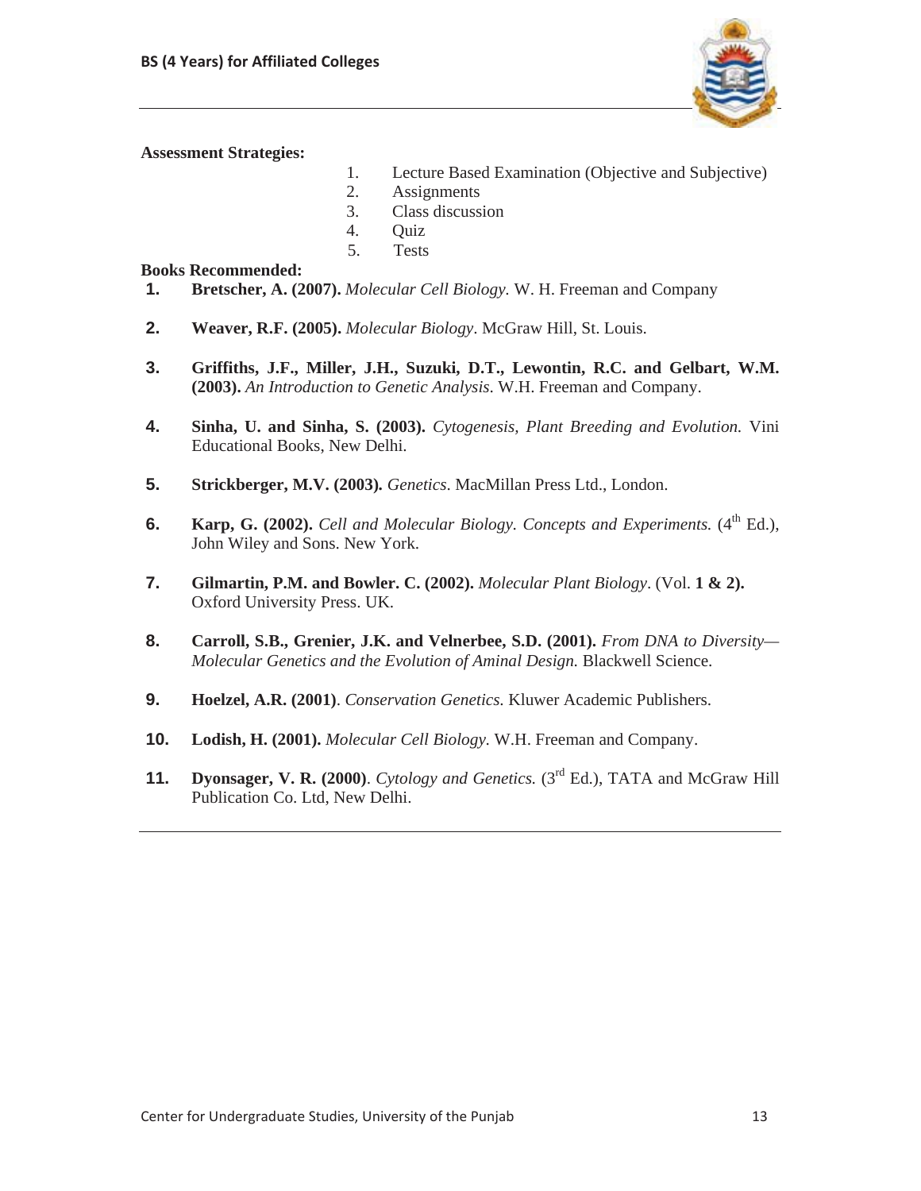**Assessment Strategies:**

1. Lecture Based Examination (Objective and Subjective)
2. Assignments
3. Class discussion
4. Quiz
5. Tests

**Books Recommended:**

1. **Bretscher, A. (2007).** *Molecular Cell Biology.* W. H. Freeman and Company
2. **Weaver, R.F. (2005).** *Molecular Biology*. McGraw Hill, St. Louis.
3. **Griffiths, J.F., Miller, J.H., Suzuki, D.T., Lewontin, R.C. and Gelbart, W.M. (2003).** *An Introduction to Genetic Analysis*. W.H. Freeman and Company.
4. **Sinha, U. and Sinha, S. (2003).** *Cytogenesis, Plant Breeding and Evolution.* Vini Educational Books, New Delhi.
5. **Strickberger, M.V. (2003).** *Genetics*. MacMillan Press Ltd., London.
6. **Karp, G. (2002).** *Cell and Molecular Biology. Concepts and Experiments.* (4th Ed.), John Wiley and Sons. New York.
7. **Gilmartin, P.M. and Bowler. C. (2002).** *Molecular Plant Biology*. (Vol. **1 & 2).** Oxford University Press. UK.
8. **Carroll, S.B., Grenier, J.K. and Velnerbee, S.D. (2001).** *From DNA to Diversity—Molecular Genetics and the Evolution of Aminal Design.* Blackwell Science.
9. **Hoelzel, A.R. (2001)**. *Conservation Genetics.* Kluwer Academic Publishers.
10. **Lodish, H. (2001).** *Molecular Cell Biology*. W.H. Freeman and Company.
11. **Dyonsager, V. R. (2000)**. *Cytology and Genetics.* (3rd Ed.), TATA and McGraw Hill Publication Co. Ltd, New Delhi.